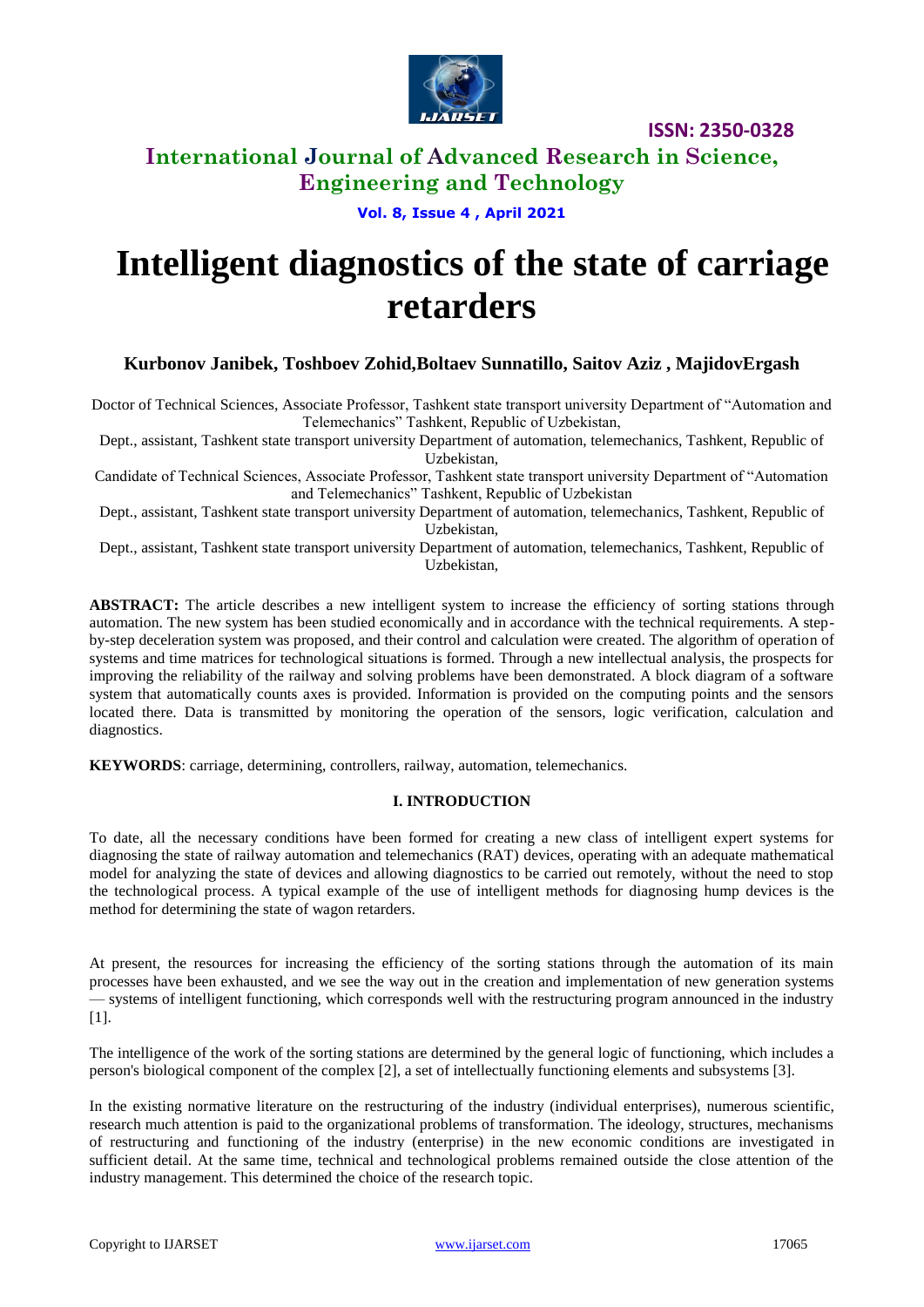# Intelligent diagnostics of the state of carriage retarders

**Kurbonov Janibek, Toshboev Zohid,Boltaev Sunnatillo, Saitov Aziz , MajidovErgash**

Doctor of Technical Sciences, Associate Professor, Tashkent state transport university Department of "Automation and Telemechanics" Tashkent, Republic of Uzbekistan,

Dept., assistant, Tashkent state transport university Department of automation, telemechanics, Tashkent, Republic of Uzbekistan,

Candidate of Technical Sciences, Associate Professor, Tashkent state transport university Department of "Automation and Telemechanics" Tashkent, Republic of Uzbekistan

Dept., assistant, Tashkent state transport university Department of automation, telemechanics, Tashkent, Republic of Uzbekistan,

Dept., assistant, Tashkent state transport university Department of automation, telemechanics, Tashkent, Republic of Uzbekistan,

**ABSTRACT:** The article describes a new intelligent system to increase the efficiency of sorting stations through automation. The new system has been studied economically and in accordance with the technical requirements. A step-by-step deceleration system was proposed, and their control and calculation were created. The algorithm of operation of systems and time matrices for technological situations is formed. Through a new intellectual analysis, the prospects for improving the reliability of the railway and solving problems have been demonstrated. A block diagram of a software system that automatically counts axes is provided. Information is provided on the computing points and the sensors located there. Data is transmitted by monitoring the operation of the sensors, logic verification, calculation and diagnostics.

**KEYWORDS**: carriage, determining, controllers, railway, automation, telemechanics.

## I. INTRODUCTION

To date, all the necessary conditions have been formed for creating a new class of intelligent expert systems for diagnosing the state of railway automation and telemechanics (RAT) devices, operating with an adequate mathematical model for analyzing the state of devices and allowing diagnostics to be carried out remotely, without the need to stop the technological process. A typical example of the use of intelligent methods for diagnosing hump devices is the method for determining the state of wagon retarders.

At present, the resources for increasing the efficiency of the sorting stations through the automation of its main processes have been exhausted, and we see the way out in the creation and implementation of new generation systems — systems of intelligent functioning, which corresponds well with the restructuring program announced in the industry [1].

The intelligence of the work of the sorting stations are determined by the general logic of functioning, which includes a person's biological component of the complex [2], a set of intellectually functioning elements and subsystems [3].

In the existing normative literature on the restructuring of the industry (individual enterprises), numerous scientific, research much attention is paid to the organizational problems of transformation. The ideology, structures, mechanisms of restructuring and functioning of the industry (enterprise) in the new economic conditions are investigated in sufficient detail. At the same time, technical and technological problems remained outside the close attention of the industry management. This determined the choice of the research topic.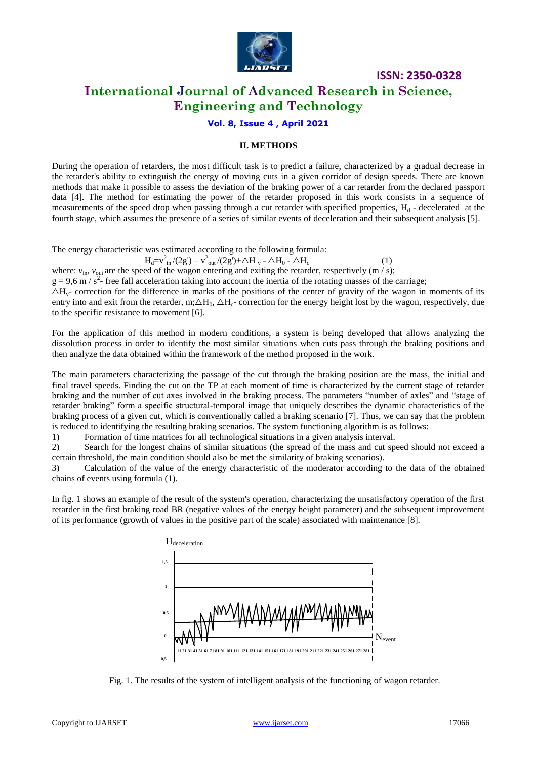## II. METHODS

During the operation of retarders, the most difficult task is to predict a failure, characterized by a gradual decrease in the retarder's ability to extinguish the energy of moving cuts in a given corridor of design speeds. There are known methods that make it possible to assess the deviation of the braking power of a car retarder from the declared passport data [4]. The method for estimating the power of the retarder proposed in this work consists in a sequence of measurements of the speed drop when passing through a cut retarder with specified properties, $H_d$ - decelerated at the fourth stage, which assumes the presence of a series of similar events of deceleration and their subsequent analysis [5].

The energy characteristic was estimated according to the following formula:

$$H_d = v^2_{in}/(2g') - v^2_{out}/(2g') + \triangle H_v - \triangle H_0 - \triangle H_c \qquad (1)$$

where: $v_{in}$, $v_{out}$ are the speed of the wagon entering and exiting the retarder, respectively (m / s);

$g = 9{,}6$ m / $s^2$- free fall acceleration taking into account the inertia of the rotating masses of the carriage;

$\triangle H_v$- correction for the difference in marks of the positions of the center of gravity of the wagon in moments of its entry into and exit from the retarder, m;$\triangle H_0$, $\triangle H_c$- correction for the energy height lost by the wagon, respectively, due to the specific resistance to movement [6].

For the application of this method in modern conditions, a system is being developed that allows analyzing the dissolution process in order to identify the most similar situations when cuts pass through the braking positions and then analyze the data obtained within the framework of the method proposed in the work.

The main parameters characterizing the passage of the cut through the braking position are the mass, the initial and final travel speeds. Finding the cut on the TP at each moment of time is characterized by the current stage of retarder braking and the number of cut axes involved in the braking process. The parameters "number of axles" and "stage of retarder braking" form a specific structural-temporal image that uniquely describes the dynamic characteristics of the braking process of a given cut, which is conventionally called a braking scenario [7]. Thus, we can say that the problem is reduced to identifying the resulting braking scenarios. The system functioning algorithm is as follows:

1) Formation of time matrices for all technological situations in a given analysis interval.
2) Search for the longest chains of similar situations (the spread of the mass and cut speed should not exceed a certain threshold, the main condition should also be met the similarity of braking scenarios).
3) Calculation of the value of the energy characteristic of the moderator according to the data of the obtained chains of events using formula (1).

In fig. 1 shows an example of the result of the system's operation, characterizing the unsatisfactory operation of the first retarder in the first braking road BR (negative values of the energy height parameter) and the subsequent improvement of its performance (growth of values in the positive part of the scale) associated with maintenance [8].

Fig. 1. The results of the system of intelligent analysis of the functioning of wagon retarder.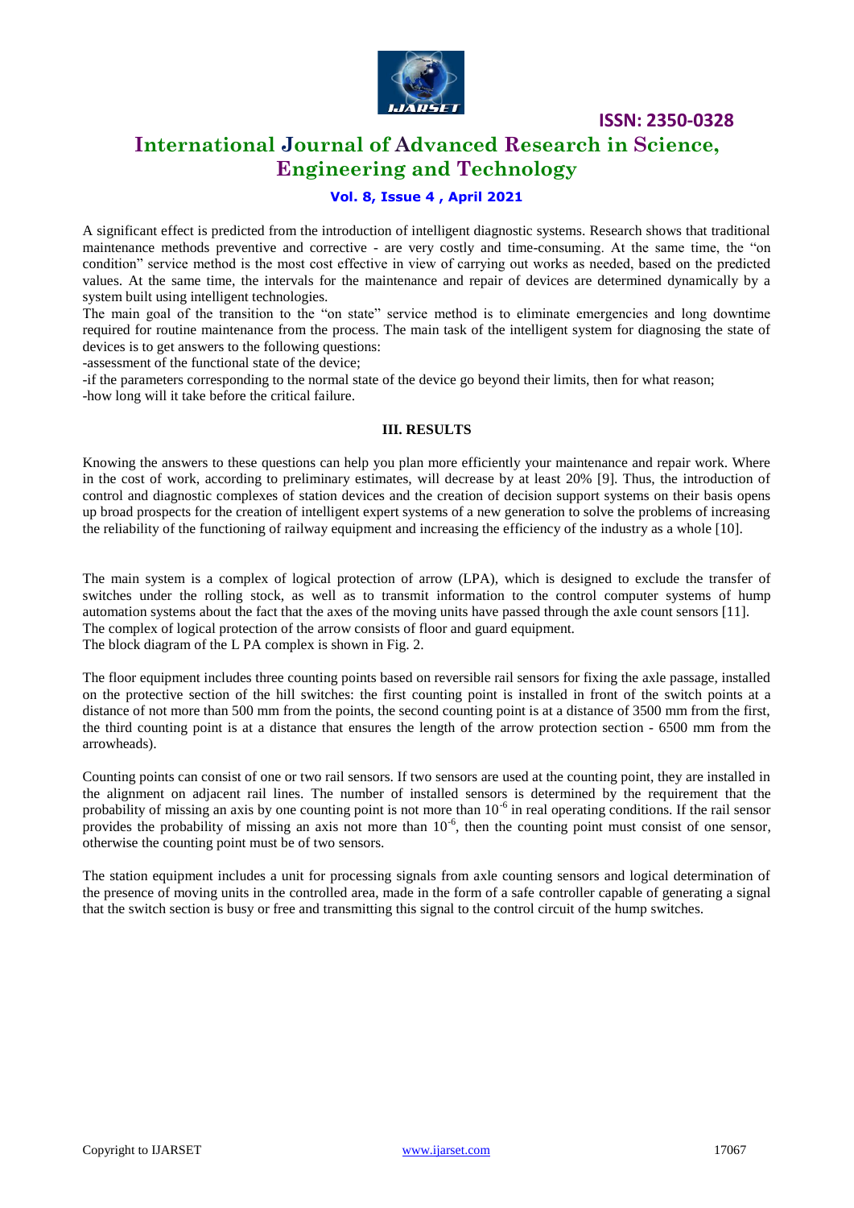A significant effect is predicted from the introduction of intelligent diagnostic systems. Research shows that traditional maintenance methods preventive and corrective - are very costly and time-consuming. At the same time, the "on condition" service method is the most cost effective in view of carrying out works as needed, based on the predicted values. At the same time, the intervals for the maintenance and repair of devices are determined dynamically by a system built using intelligent technologies.

The main goal of the transition to the "on state" service method is to eliminate emergencies and long downtime required for routine maintenance from the process. The main task of the intelligent system for diagnosing the state of devices is to get answers to the following questions:

-assessment of the functional state of the device;

-if the parameters corresponding to the normal state of the device go beyond their limits, then for what reason;

-how long will it take before the critical failure.

## III. RESULTS

Knowing the answers to these questions can help you plan more efficiently your maintenance and repair work. Where in the cost of work, according to preliminary estimates, will decrease by at least 20% [9]. Thus, the introduction of control and diagnostic complexes of station devices and the creation of decision support systems on their basis opens up broad prospects for the creation of intelligent expert systems of a new generation to solve the problems of increasing the reliability of the functioning of railway equipment and increasing the efficiency of the industry as a whole [10].

The main system is a complex of logical protection of arrow (LPA), which is designed to exclude the transfer of switches under the rolling stock, as well as to transmit information to the control computer systems of hump automation systems about the fact that the axes of the moving units have passed through the axle count sensors [11].

The complex of logical protection of the arrow consists of floor and guard equipment.

The block diagram of the L PA complex is shown in Fig. 2.

The floor equipment includes three counting points based on reversible rail sensors for fixing the axle passage, installed on the protective section of the hill switches: the first counting point is installed in front of the switch points at a distance of not more than 500 mm from the points, the second counting point is at a distance of 3500 mm from the first, the third counting point is at a distance that ensures the length of the arrow protection section - 6500 mm from the arrowheads).

Counting points can consist of one or two rail sensors. If two sensors are used at the counting point, they are installed in the alignment on adjacent rail lines. The number of installed sensors is determined by the requirement that the probability of missing an axis by one counting point is not more than $10^{-6}$ in real operating conditions. If the rail sensor provides the probability of missing an axis not more than $10^{-6}$, then the counting point must consist of one sensor, otherwise the counting point must be of two sensors.

The station equipment includes a unit for processing signals from axle counting sensors and logical determination of the presence of moving units in the controlled area, made in the form of a safe controller capable of generating a signal that the switch section is busy or free and transmitting this signal to the control circuit of the hump switches.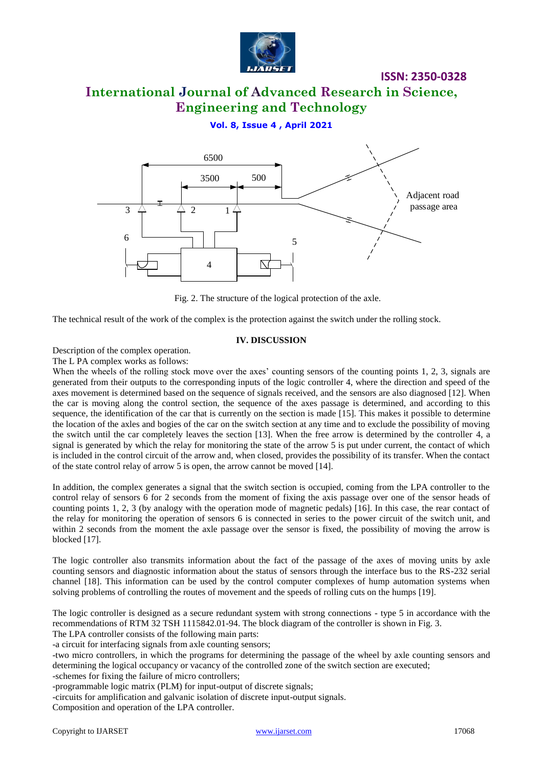Fig. 2. The structure of the logical protection of the axle.

The technical result of the work of the complex is the protection against the switch under the rolling stock.

## IV. DISCUSSION

Description of the complex operation.

The L PA complex works as follows:

When the wheels of the rolling stock move over the axes' counting sensors of the counting points 1, 2, 3, signals are generated from their outputs to the corresponding inputs of the logic controller 4, where the direction and speed of the axes movement is determined based on the sequence of signals received, and the sensors are also diagnosed [12]. When the car is moving along the control section, the sequence of the axes passage is determined, and according to this sequence, the identification of the car that is currently on the section is made [15]. This makes it possible to determine the location of the axles and bogies of the car on the switch section at any time and to exclude the possibility of moving the switch until the car completely leaves the section [13]. When the free arrow is determined by the controller 4, a signal is generated by which the relay for monitoring the state of the arrow 5 is put under current, the contact of which is included in the control circuit of the arrow and, when closed, provides the possibility of its transfer. When the contact of the state control relay of arrow 5 is open, the arrow cannot be moved [14].

In addition, the complex generates a signal that the switch section is occupied, coming from the LPA controller to the control relay of sensors 6 for 2 seconds from the moment of fixing the axis passage over one of the sensor heads of counting points 1, 2, 3 (by analogy with the operation mode of magnetic pedals) [16]. In this case, the rear contact of the relay for monitoring the operation of sensors 6 is connected in series to the power circuit of the switch unit, and within 2 seconds from the moment the axle passage over the sensor is fixed, the possibility of moving the arrow is blocked [17].

The logic controller also transmits information about the fact of the passage of the axes of moving units by axle counting sensors and diagnostic information about the status of sensors through the interface bus to the RS-232 serial channel [18]. This information can be used by the control computer complexes of hump automation systems when solving problems of controlling the routes of movement and the speeds of rolling cuts on the humps [19].

The logic controller is designed as a secure redundant system with strong connections - type 5 in accordance with the recommendations of RTM 32 TSH 1115842.01-94. The block diagram of the controller is shown in Fig. 3.

The LPA controller consists of the following main parts:

-a circuit for interfacing signals from axle counting sensors;

-two micro controllers, in which the programs for determining the passage of the wheel by axle counting sensors and determining the logical occupancy or vacancy of the controlled zone of the switch section are executed;

-schemes for fixing the failure of micro controllers;

-programmable logic matrix (PLM) for input-output of discrete signals;

-circuits for amplification and galvanic isolation of discrete input-output signals.

Composition and operation of the LPA controller.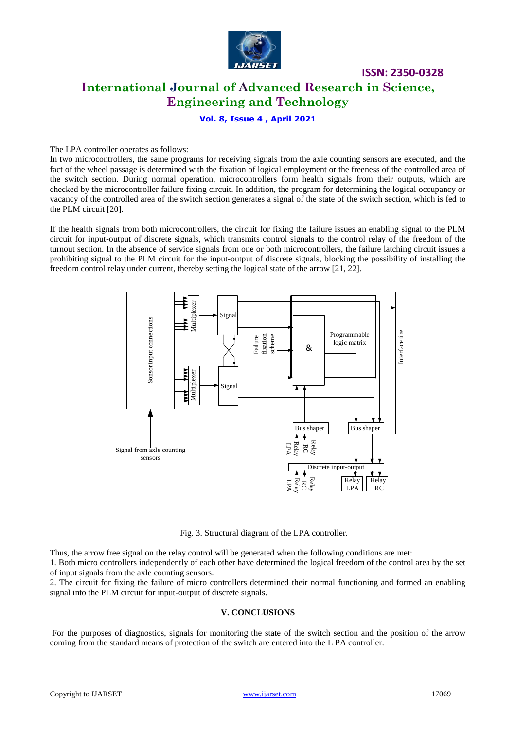The LPA controller operates as follows:

In two microcontrollers, the same programs for receiving signals from the axle counting sensors are executed, and the fact of the wheel passage is determined with the fixation of logical employment or the freeness of the controlled area of the switch section. During normal operation, microcontrollers form health signals from their outputs, which are checked by the microcontroller failure fixing circuit. In addition, the program for determining the logical occupancy or vacancy of the controlled area of the switch section generates a signal of the state of the switch section, which is fed to the PLM circuit [20].

If the health signals from both microcontrollers, the circuit for fixing the failure issues an enabling signal to the PLM circuit for input-output of discrete signals, which transmits control signals to the control relay of the freedom of the turnout section. In the absence of service signals from one or both microcontrollers, the failure latching circuit issues a prohibiting signal to the PLM circuit for the input-output of discrete signals, blocking the possibility of installing the freedom control relay under current, thereby setting the logical state of the arrow [21, 22].

Fig. 3. Structural diagram of the LPA controller.

Thus, the arrow free signal on the relay control will be generated when the following conditions are met:

1. Both micro controllers independently of each other have determined the logical freedom of the control area by the set of input signals from the axle counting sensors.
2. The circuit for fixing the failure of micro controllers determined their normal functioning and formed an enabling signal into the PLM circuit for input-output of discrete signals.

## V. CONCLUSIONS

For the purposes of diagnostics, signals for monitoring the state of the switch section and the position of the arrow coming from the standard means of protection of the switch are entered into the L PA controller.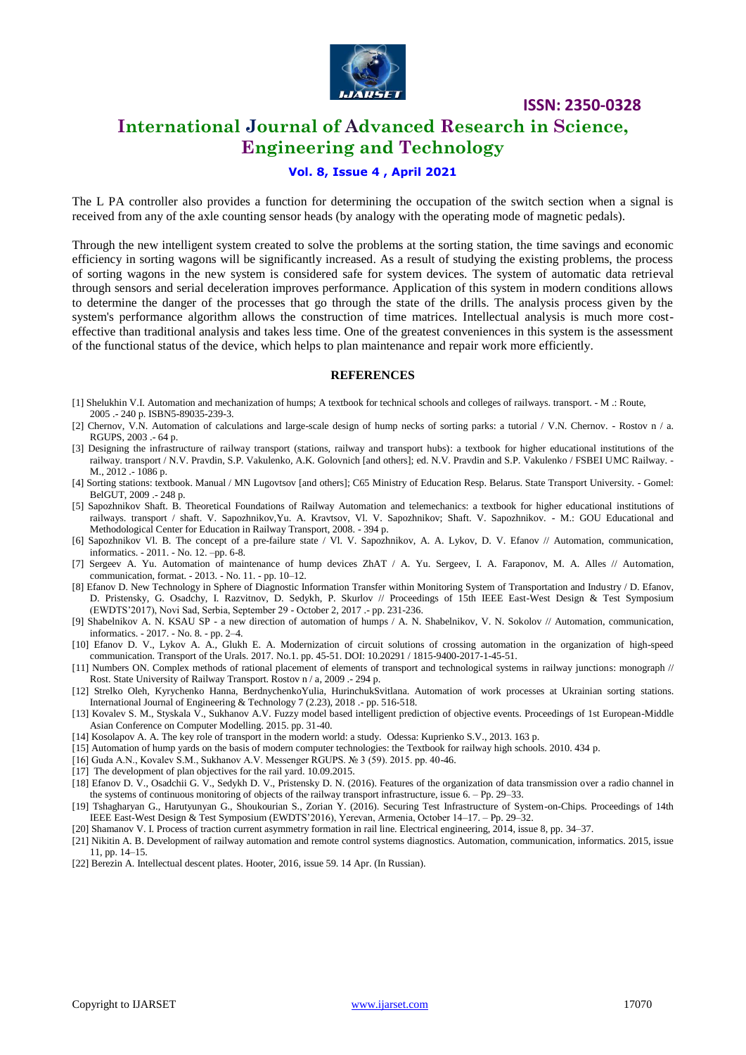The L PA controller also provides a function for determining the occupation of the switch section when a signal is received from any of the axle counting sensor heads (by analogy with the operating mode of magnetic pedals).

Through the new intelligent system created to solve the problems at the sorting station, the time savings and economic efficiency in sorting wagons will be significantly increased. As a result of studying the existing problems, the process of sorting wagons in the new system is considered safe for system devices. The system of automatic data retrieval through sensors and serial deceleration improves performance. Application of this system in modern conditions allows to determine the danger of the processes that go through the state of the drills. The analysis process given by the system's performance algorithm allows the construction of time matrices. Intellectual analysis is much more cost-effective than traditional analysis and takes less time. One of the greatest conveniences in this system is the assessment of the functional status of the device, which helps to plan maintenance and repair work more efficiently.

## REFERENCES

[1] Shelukhin V.I. Automation and mechanization of humps; A textbook for technical schools and colleges of railways. transport. - M .: Route, 2005 .- 240 p. ISBN5-89035-239-3.

[2] Chernov, V.N. Automation of calculations and large-scale design of hump necks of sorting parks: a tutorial / V.N. Chernov. - Rostov n / a. RGUPS, 2003 .- 64 p.

[3] Designing the infrastructure of railway transport (stations, railway and transport hubs): a textbook for higher educational institutions of the railway. transport / N.V. Pravdin, S.P. Vakulenko, A.K. Golovnich [and others]; ed. N.V. Pravdin and S.P. Vakulenko / FSBEI UMC Railway. - M., 2012 .- 1086 p.

[4] Sorting stations: textbook. Manual / MN Lugovtsov [and others]; C65 Ministry of Education Resp. Belarus. State Transport University. - Gomel: BelGUT, 2009 .- 248 p.

[5] Sapozhnikov Shaft. B. Theoretical Foundations of Railway Automation and telemechanics: a textbook for higher educational institutions of railways. transport / shaft. V. Sapozhnikov,Yu. A. Kravtsov, Vl. V. Sapozhnikov; Shaft. V. Sapozhnikov. - M.: GOU Educational and Methodological Center for Education in Railway Transport, 2008. - 394 p.

[6] Sapozhnikov Vl. B. The concept of a pre-failure state / Vl. V. Sapozhnikov, A. A. Lykov, D. V. Efanov // Automation, communication, informatics. - 2011. - No. 12. –pp. 6-8.

[7] Sergeev A. Yu. Automation of maintenance of hump devices ZhAT / A. Yu. Sergeev, I. A. Faraponov, M. A. Alles // Automation, communication, format. - 2013. - No. 11. - pp. 10–12.

[8] Efanov D. New Technology in Sphere of Diagnostic Information Transfer within Monitoring System of Transportation and Industry / D. Efanov, D. Pristensky, G. Osadchy, I. Razvitnov, D. Sedykh, P. Skurlov // Proceedings of 15th IEEE East-West Design & Test Symposium (EWDTS'2017), Novi Sad, Serbia, September 29 - October 2, 2017 .- pp. 231-236.

[9] Shabelnikov A. N. KSAU SP - a new direction of automation of humps / A. N. Shabelnikov, V. N. Sokolov // Automation, communication, informatics. - 2017. - No. 8. - pp. 2–4.

[10] Efanov D. V., Lykov A. A., Glukh E. A. Modernization of circuit solutions of crossing automation in the organization of high-speed communication. Transport of the Urals. 2017. No.1. pp. 45-51. DOI: 10.20291 / 1815-9400-2017-1-45-51.

[11] Numbers ON. Complex methods of rational placement of elements of transport and technological systems in railway junctions: monograph // Rost. State University of Railway Transport. Rostov n / a, 2009 .- 294 p.

[12] Strelko Oleh, Kyrychenko Hanna, BerdnychenkoYulia, HurinchukSvitlana. Automation of work processes at Ukrainian sorting stations. International Journal of Engineering & Technology 7 (2.23), 2018 .- pp. 516-518.

[13] Kovalev S. M., Styskala V., Sukhanov A.V. Fuzzy model based intelligent prediction of objective events. Proceedings of 1st European-Middle Asian Conference on Computer Modelling. 2015. pp. 31-40.

[14] Kosolapov A. A. The key role of transport in the modern world: a study. Odessa: Kuprienko S.V., 2013. 163 p.

[15] Automation of hump yards on the basis of modern computer technologies: the Textbook for railway high schools. 2010. 434 p.

[16] Guda A.N., Kovalev S.M., Sukhanov A.V. Messenger RGUPS. № 3 (59). 2015. pp. 40-46.

[17] The development of plan objectives for the rail yard. 10.09.2015.

[18] Efanov D. V., Osadchii G. V., Sedykh D. V., Pristensky D. N. (2016). Features of the organization of data transmission over a radio channel in the systems of continuous monitoring of objects of the railway transport infrastructure, issue 6. – Pp. 29–33.

[19] Tshagharyan G., Harutyunyan G., Shoukourian S., Zorian Y. (2016). Securing Test Infrastructure of System-on-Chips. Proceedings of 14th IEEE East-West Design & Test Symposium (EWDTS'2016), Yerevan, Armenia, October 14–17. – Pp. 29–32.

[20] Shamanov V. I. Process of traction current asymmetry formation in rail line. Electrical engineering, 2014, issue 8, pp. 34–37.

[21] Nikitin A. B. Development of railway automation and remote control systems diagnostics. Automation, communication, informatics. 2015, issue 11, pp. 14–15.

[22] Berezin A. Intellectual descent plates. Hooter, 2016, issue 59. 14 Apr. (In Russian).